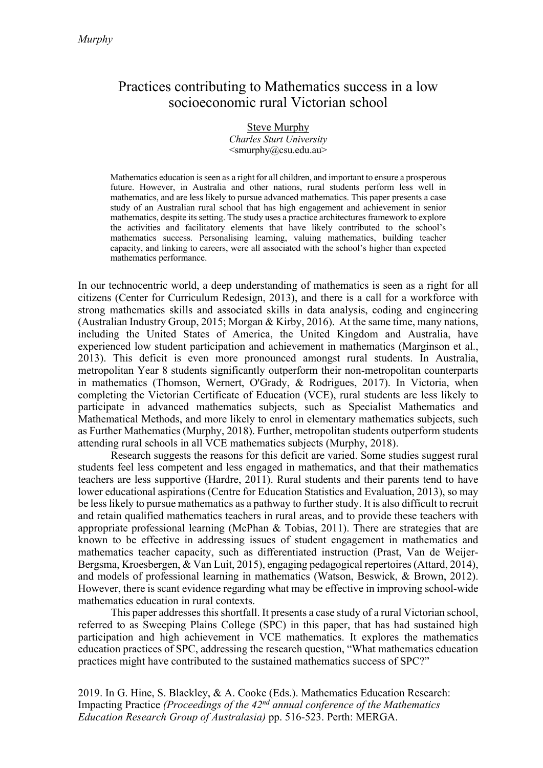# Practices contributing to Mathematics success in a low socioeconomic rural Victorian school

Steve Murphy
*Charles Sturt University*
<smurphy@csu.edu.au>

Mathematics education is seen as a right for all children, and important to ensure a prosperous future. However, in Australia and other nations, rural students perform less well in mathematics, and are less likely to pursue advanced mathematics. This paper presents a case study of an Australian rural school that has high engagement and achievement in senior mathematics, despite its setting. The study uses a practice architectures framework to explore the activities and facilitatory elements that have likely contributed to the school's mathematics success. Personalising learning, valuing mathematics, building teacher capacity, and linking to careers, were all associated with the school's higher than expected mathematics performance.

In our technocentric world, a deep understanding of mathematics is seen as a right for all citizens (Center for Curriculum Redesign, 2013), and there is a call for a workforce with strong mathematics skills and associated skills in data analysis, coding and engineering (Australian Industry Group, 2015; Morgan & Kirby, 2016). At the same time, many nations, including the United States of America, the United Kingdom and Australia, have experienced low student participation and achievement in mathematics (Marginson et al., 2013). This deficit is even more pronounced amongst rural students. In Australia, metropolitan Year 8 students significantly outperform their non-metropolitan counterparts in mathematics (Thomson, Wernert, O'Grady, & Rodrigues, 2017). In Victoria, when completing the Victorian Certificate of Education (VCE), rural students are less likely to participate in advanced mathematics subjects, such as Specialist Mathematics and Mathematical Methods, and more likely to enrol in elementary mathematics subjects, such as Further Mathematics (Murphy, 2018). Further, metropolitan students outperform students attending rural schools in all VCE mathematics subjects (Murphy, 2018).

Research suggests the reasons for this deficit are varied. Some studies suggest rural students feel less competent and less engaged in mathematics, and that their mathematics teachers are less supportive (Hardre, 2011). Rural students and their parents tend to have lower educational aspirations (Centre for Education Statistics and Evaluation, 2013), so may be less likely to pursue mathematics as a pathway to further study. It is also difficult to recruit and retain qualified mathematics teachers in rural areas, and to provide these teachers with appropriate professional learning (McPhan & Tobias, 2011). There are strategies that are known to be effective in addressing issues of student engagement in mathematics and mathematics teacher capacity, such as differentiated instruction (Prast, Van de Weijer-Bergsma, Kroesbergen, & Van Luit, 2015), engaging pedagogical repertoires (Attard, 2014), and models of professional learning in mathematics (Watson, Beswick, & Brown, 2012). However, there is scant evidence regarding what may be effective in improving school-wide mathematics education in rural contexts.

This paper addresses this shortfall. It presents a case study of a rural Victorian school, referred to as Sweeping Plains College (SPC) in this paper, that has had sustained high participation and high achievement in VCE mathematics. It explores the mathematics education practices of SPC, addressing the research question, "What mathematics education practices might have contributed to the sustained mathematics success of SPC?"

2019. In G. Hine, S. Blackley, & A. Cooke (Eds.). Mathematics Education Research: Impacting Practice *(Proceedings of the 42nd annual conference of the Mathematics Education Research Group of Australasia)* pp. 516-523. Perth: MERGA.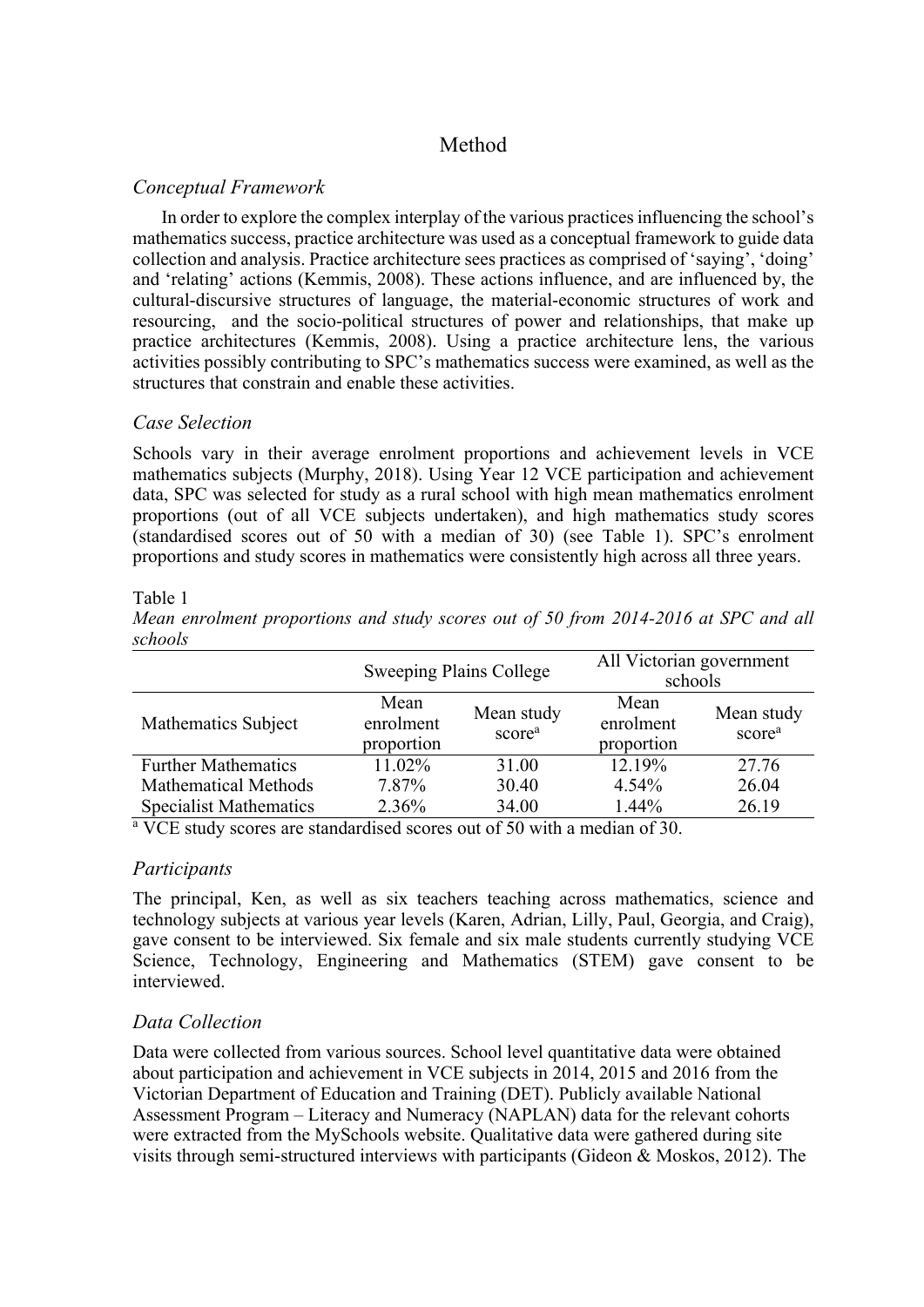# Method

## *Conceptual Framework*

In order to explore the complex interplay of the various practices influencing the school's mathematics success, practice architecture was used as a conceptual framework to guide data collection and analysis. Practice architecture sees practices as comprised of 'saying', 'doing' and 'relating' actions (Kemmis, 2008). These actions influence, and are influenced by, the cultural-discursive structures of language, the material-economic structures of work and resourcing, and the socio-political structures of power and relationships, that make up practice architectures (Kemmis, 2008). Using a practice architecture lens, the various activities possibly contributing to SPC's mathematics success were examined, as well as the structures that constrain and enable these activities.

## *Case Selection*

Schools vary in their average enrolment proportions and achievement levels in VCE mathematics subjects (Murphy, 2018). Using Year 12 VCE participation and achievement data, SPC was selected for study as a rural school with high mean mathematics enrolment proportions (out of all VCE subjects undertaken), and high mathematics study scores (standardised scores out of 50 with a median of 30) (see Table 1). SPC's enrolment proportions and study scores in mathematics were consistently high across all three years.

Table 1

*Mean enrolment proportions and study scores out of 50 from 2014-2016 at SPC and all schools*

| | Sweeping Plains College | | All Victorian government schools | |
|---|---|---|---|---|
| Mathematics Subject | Mean enrolment proportion | Mean study score[a] | Mean enrolment proportion | Mean study score[a] |
| Further Mathematics | 11.02% | 31.00 | 12.19% | 27.76 |
| Mathematical Methods | 7.87% | 30.40 | 4.54% | 26.04 |
| Specialist Mathematics | 2.36% | 34.00 | 1.44% | 26.19 |

[a] VCE study scores are standardised scores out of 50 with a median of 30.

## *Participants*

The principal, Ken, as well as six teachers teaching across mathematics, science and technology subjects at various year levels (Karen, Adrian, Lilly, Paul, Georgia, and Craig), gave consent to be interviewed. Six female and six male students currently studying VCE Science, Technology, Engineering and Mathematics (STEM) gave consent to be interviewed.

## *Data Collection*

Data were collected from various sources. School level quantitative data were obtained about participation and achievement in VCE subjects in 2014, 2015 and 2016 from the Victorian Department of Education and Training (DET). Publicly available National Assessment Program – Literacy and Numeracy (NAPLAN) data for the relevant cohorts were extracted from the MySchools website. Qualitative data were gathered during site visits through semi-structured interviews with participants (Gideon & Moskos, 2012). The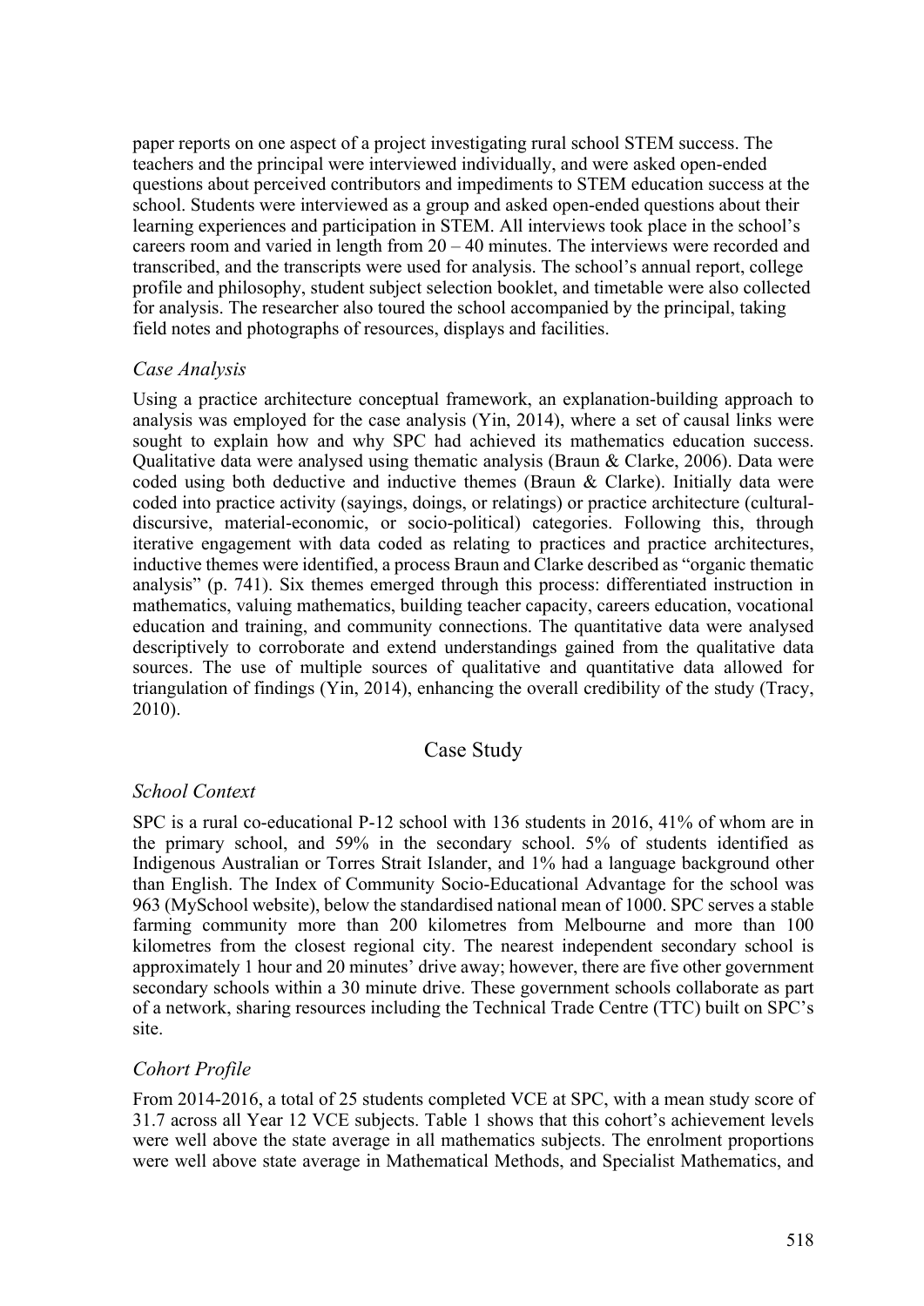paper reports on one aspect of a project investigating rural school STEM success. The teachers and the principal were interviewed individually, and were asked open-ended questions about perceived contributors and impediments to STEM education success at the school. Students were interviewed as a group and asked open-ended questions about their learning experiences and participation in STEM. All interviews took place in the school's careers room and varied in length from 20 – 40 minutes. The interviews were recorded and transcribed, and the transcripts were used for analysis. The school's annual report, college profile and philosophy, student subject selection booklet, and timetable were also collected for analysis. The researcher also toured the school accompanied by the principal, taking field notes and photographs of resources, displays and facilities.

### *Case Analysis*

Using a practice architecture conceptual framework, an explanation-building approach to analysis was employed for the case analysis (Yin, 2014), where a set of causal links were sought to explain how and why SPC had achieved its mathematics education success. Qualitative data were analysed using thematic analysis (Braun & Clarke, 2006). Data were coded using both deductive and inductive themes (Braun & Clarke). Initially data were coded into practice activity (sayings, doings, or relatings) or practice architecture (cultural-discursive, material-economic, or socio-political) categories. Following this, through iterative engagement with data coded as relating to practices and practice architectures, inductive themes were identified, a process Braun and Clarke described as "organic thematic analysis" (p. 741). Six themes emerged through this process: differentiated instruction in mathematics, valuing mathematics, building teacher capacity, careers education, vocational education and training, and community connections. The quantitative data were analysed descriptively to corroborate and extend understandings gained from the qualitative data sources. The use of multiple sources of qualitative and quantitative data allowed for triangulation of findings (Yin, 2014), enhancing the overall credibility of the study (Tracy, 2010).

## Case Study

### *School Context*

SPC is a rural co-educational P-12 school with 136 students in 2016, 41% of whom are in the primary school, and 59% in the secondary school. 5% of students identified as Indigenous Australian or Torres Strait Islander, and 1% had a language background other than English. The Index of Community Socio-Educational Advantage for the school was 963 (MySchool website), below the standardised national mean of 1000. SPC serves a stable farming community more than 200 kilometres from Melbourne and more than 100 kilometres from the closest regional city. The nearest independent secondary school is approximately 1 hour and 20 minutes' drive away; however, there are five other government secondary schools within a 30 minute drive. These government schools collaborate as part of a network, sharing resources including the Technical Trade Centre (TTC) built on SPC's site.

### *Cohort Profile*

From 2014-2016, a total of 25 students completed VCE at SPC, with a mean study score of 31.7 across all Year 12 VCE subjects. Table 1 shows that this cohort's achievement levels were well above the state average in all mathematics subjects. The enrolment proportions were well above state average in Mathematical Methods, and Specialist Mathematics, and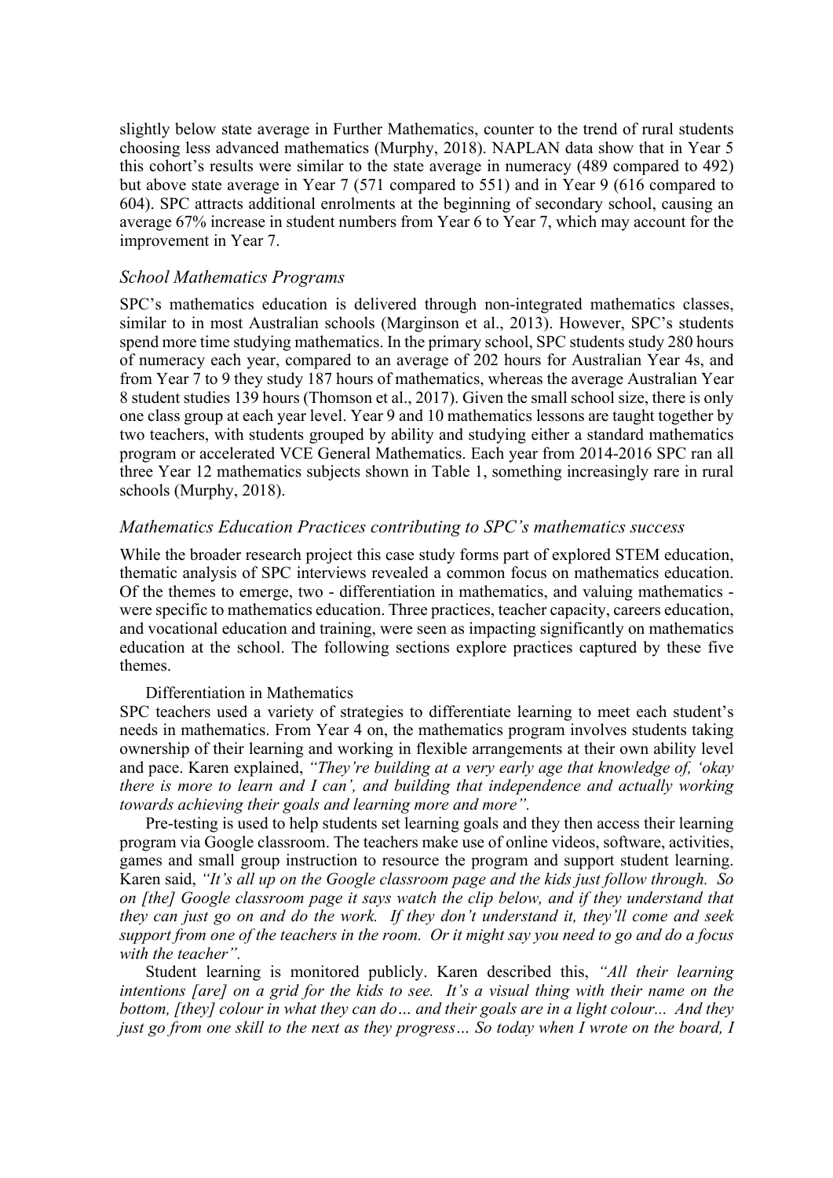slightly below state average in Further Mathematics, counter to the trend of rural students choosing less advanced mathematics (Murphy, 2018). NAPLAN data show that in Year 5 this cohort's results were similar to the state average in numeracy (489 compared to 492) but above state average in Year 7 (571 compared to 551) and in Year 9 (616 compared to 604). SPC attracts additional enrolments at the beginning of secondary school, causing an average 67% increase in student numbers from Year 6 to Year 7, which may account for the improvement in Year 7.

### *School Mathematics Programs*

SPC's mathematics education is delivered through non-integrated mathematics classes, similar to in most Australian schools (Marginson et al., 2013). However, SPC's students spend more time studying mathematics. In the primary school, SPC students study 280 hours of numeracy each year, compared to an average of 202 hours for Australian Year 4s, and from Year 7 to 9 they study 187 hours of mathematics, whereas the average Australian Year 8 student studies 139 hours (Thomson et al., 2017). Given the small school size, there is only one class group at each year level. Year 9 and 10 mathematics lessons are taught together by two teachers, with students grouped by ability and studying either a standard mathematics program or accelerated VCE General Mathematics. Each year from 2014-2016 SPC ran all three Year 12 mathematics subjects shown in Table 1, something increasingly rare in rural schools (Murphy, 2018).

### *Mathematics Education Practices contributing to SPC's mathematics success*

While the broader research project this case study forms part of explored STEM education, thematic analysis of SPC interviews revealed a common focus on mathematics education. Of the themes to emerge, two - differentiation in mathematics, and valuing mathematics - were specific to mathematics education. Three practices, teacher capacity, careers education, and vocational education and training, were seen as impacting significantly on mathematics education at the school. The following sections explore practices captured by these five themes.

#### Differentiation in Mathematics

SPC teachers used a variety of strategies to differentiate learning to meet each student's needs in mathematics. From Year 4 on, the mathematics program involves students taking ownership of their learning and working in flexible arrangements at their own ability level and pace. Karen explained, *"They're building at a very early age that knowledge of, 'okay there is more to learn and I can', and building that independence and actually working towards achieving their goals and learning more and more".*

Pre-testing is used to help students set learning goals and they then access their learning program via Google classroom. The teachers make use of online videos, software, activities, games and small group instruction to resource the program and support student learning. Karen said, *"It's all up on the Google classroom page and the kids just follow through. So on [the] Google classroom page it says watch the clip below, and if they understand that they can just go on and do the work. If they don't understand it, they'll come and seek support from one of the teachers in the room. Or it might say you need to go and do a focus with the teacher".*

Student learning is monitored publicly. Karen described this, *"All their learning intentions [are] on a grid for the kids to see. It's a visual thing with their name on the bottom, [they] colour in what they can do… and their goals are in a light colour... And they just go from one skill to the next as they progress… So today when I wrote on the board, I*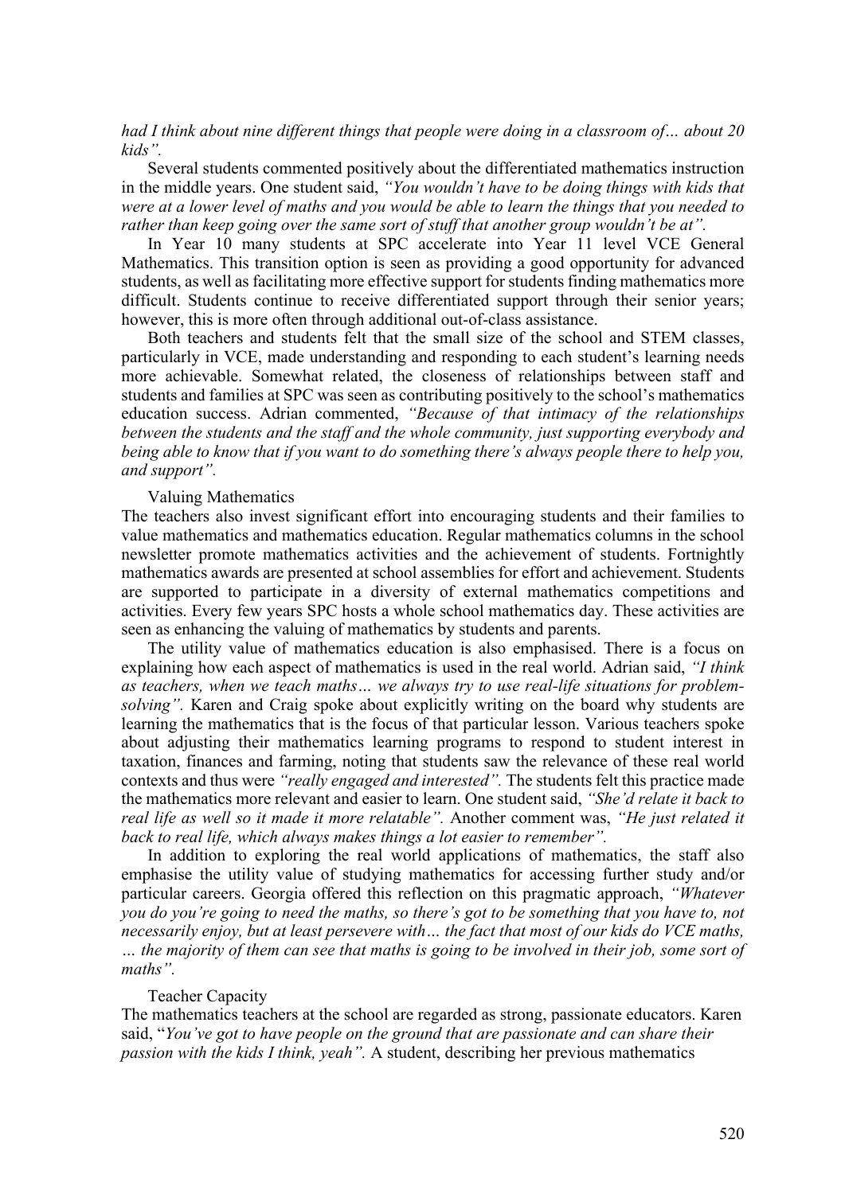*had I think about nine different things that people were doing in a classroom of… about 20 kids".*

Several students commented positively about the differentiated mathematics instruction in the middle years. One student said, *"You wouldn't have to be doing things with kids that were at a lower level of maths and you would be able to learn the things that you needed to rather than keep going over the same sort of stuff that another group wouldn't be at".*

In Year 10 many students at SPC accelerate into Year 11 level VCE General Mathematics. This transition option is seen as providing a good opportunity for advanced students, as well as facilitating more effective support for students finding mathematics more difficult. Students continue to receive differentiated support through their senior years; however, this is more often through additional out-of-class assistance.

Both teachers and students felt that the small size of the school and STEM classes, particularly in VCE, made understanding and responding to each student's learning needs more achievable. Somewhat related, the closeness of relationships between staff and students and families at SPC was seen as contributing positively to the school's mathematics education success. Adrian commented, *"Because of that intimacy of the relationships between the students and the staff and the whole community, just supporting everybody and being able to know that if you want to do something there's always people there to help you, and support".*

### Valuing Mathematics

The teachers also invest significant effort into encouraging students and their families to value mathematics and mathematics education. Regular mathematics columns in the school newsletter promote mathematics activities and the achievement of students. Fortnightly mathematics awards are presented at school assemblies for effort and achievement. Students are supported to participate in a diversity of external mathematics competitions and activities. Every few years SPC hosts a whole school mathematics day. These activities are seen as enhancing the valuing of mathematics by students and parents.

The utility value of mathematics education is also emphasised. There is a focus on explaining how each aspect of mathematics is used in the real world. Adrian said, *"I think as teachers, when we teach maths… we always try to use real-life situations for problem-solving".* Karen and Craig spoke about explicitly writing on the board why students are learning the mathematics that is the focus of that particular lesson. Various teachers spoke about adjusting their mathematics learning programs to respond to student interest in taxation, finances and farming, noting that students saw the relevance of these real world contexts and thus were *"really engaged and interested".* The students felt this practice made the mathematics more relevant and easier to learn. One student said, *"She'd relate it back to real life as well so it made it more relatable".* Another comment was, *"He just related it back to real life, which always makes things a lot easier to remember".*

In addition to exploring the real world applications of mathematics, the staff also emphasise the utility value of studying mathematics for accessing further study and/or particular careers. Georgia offered this reflection on this pragmatic approach, *"Whatever you do you're going to need the maths, so there's got to be something that you have to, not necessarily enjoy, but at least persevere with… the fact that most of our kids do VCE maths, … the majority of them can see that maths is going to be involved in their job, some sort of maths".*

### Teacher Capacity

The mathematics teachers at the school are regarded as strong, passionate educators. Karen said, "*You've got to have people on the ground that are passionate and can share their passion with the kids I think, yeah".* A student, describing her previous mathematics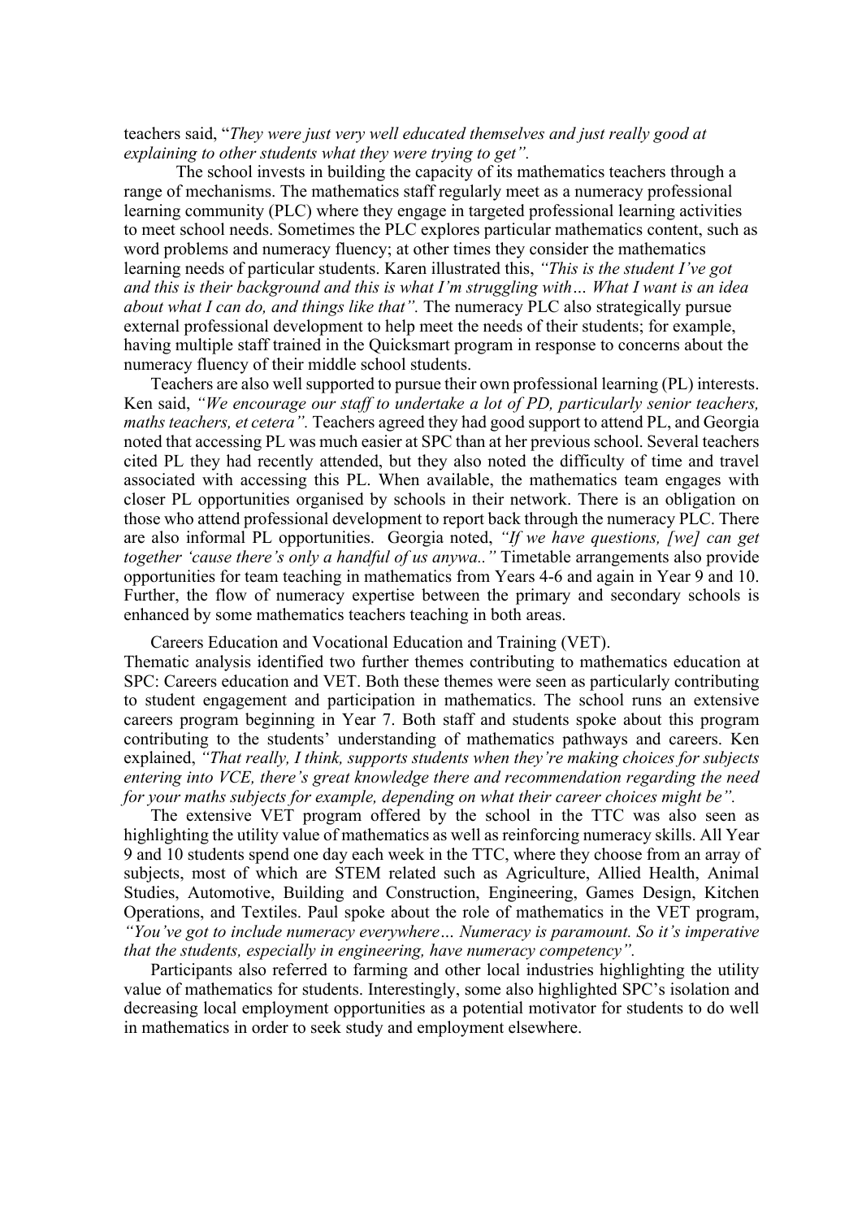teachers said, "*They were just very well educated themselves and just really good at explaining to other students what they were trying to get".*

The school invests in building the capacity of its mathematics teachers through a range of mechanisms. The mathematics staff regularly meet as a numeracy professional learning community (PLC) where they engage in targeted professional learning activities to meet school needs. Sometimes the PLC explores particular mathematics content, such as word problems and numeracy fluency; at other times they consider the mathematics learning needs of particular students. Karen illustrated this, *"This is the student I've got and this is their background and this is what I'm struggling with… What I want is an idea about what I can do, and things like that".* The numeracy PLC also strategically pursue external professional development to help meet the needs of their students; for example, having multiple staff trained in the Quicksmart program in response to concerns about the numeracy fluency of their middle school students.

Teachers are also well supported to pursue their own professional learning (PL) interests. Ken said, *"We encourage our staff to undertake a lot of PD, particularly senior teachers, maths teachers, et cetera".* Teachers agreed they had good support to attend PL, and Georgia noted that accessing PL was much easier at SPC than at her previous school. Several teachers cited PL they had recently attended, but they also noted the difficulty of time and travel associated with accessing this PL. When available, the mathematics team engages with closer PL opportunities organised by schools in their network. There is an obligation on those who attend professional development to report back through the numeracy PLC. There are also informal PL opportunities. Georgia noted, *"If we have questions, [we] can get together 'cause there's only a handful of us anywa.."* Timetable arrangements also provide opportunities for team teaching in mathematics from Years 4-6 and again in Year 9 and 10. Further, the flow of numeracy expertise between the primary and secondary schools is enhanced by some mathematics teachers teaching in both areas.

Careers Education and Vocational Education and Training (VET).

Thematic analysis identified two further themes contributing to mathematics education at SPC: Careers education and VET. Both these themes were seen as particularly contributing to student engagement and participation in mathematics. The school runs an extensive careers program beginning in Year 7. Both staff and students spoke about this program contributing to the students' understanding of mathematics pathways and careers. Ken explained, *"That really, I think, supports students when they're making choices for subjects entering into VCE, there's great knowledge there and recommendation regarding the need for your maths subjects for example, depending on what their career choices might be".*

The extensive VET program offered by the school in the TTC was also seen as highlighting the utility value of mathematics as well as reinforcing numeracy skills. All Year 9 and 10 students spend one day each week in the TTC, where they choose from an array of subjects, most of which are STEM related such as Agriculture, Allied Health, Animal Studies, Automotive, Building and Construction, Engineering, Games Design, Kitchen Operations, and Textiles. Paul spoke about the role of mathematics in the VET program, *"You've got to include numeracy everywhere… Numeracy is paramount. So it's imperative that the students, especially in engineering, have numeracy competency".*

Participants also referred to farming and other local industries highlighting the utility value of mathematics for students. Interestingly, some also highlighted SPC's isolation and decreasing local employment opportunities as a potential motivator for students to do well in mathematics in order to seek study and employment elsewhere.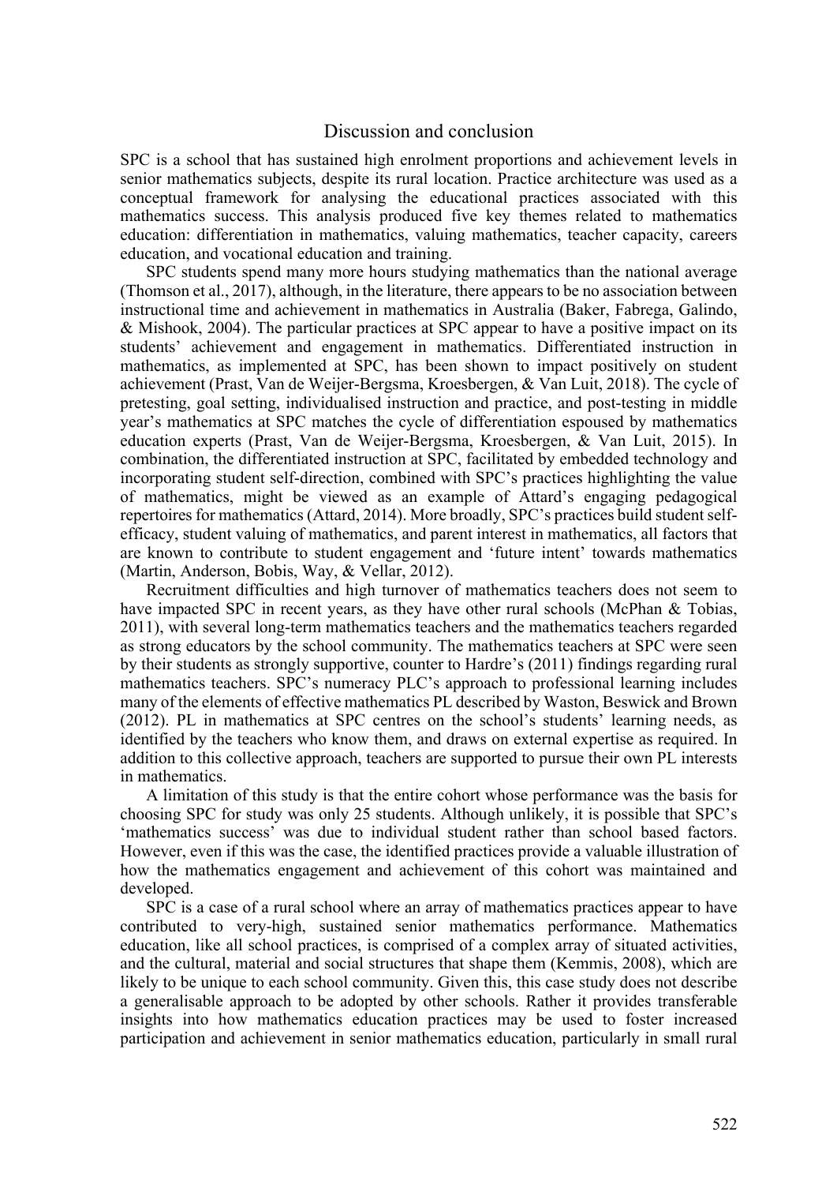## Discussion and conclusion

SPC is a school that has sustained high enrolment proportions and achievement levels in senior mathematics subjects, despite its rural location. Practice architecture was used as a conceptual framework for analysing the educational practices associated with this mathematics success. This analysis produced five key themes related to mathematics education: differentiation in mathematics, valuing mathematics, teacher capacity, careers education, and vocational education and training.

SPC students spend many more hours studying mathematics than the national average (Thomson et al., 2017), although, in the literature, there appears to be no association between instructional time and achievement in mathematics in Australia (Baker, Fabrega, Galindo, & Mishook, 2004). The particular practices at SPC appear to have a positive impact on its students' achievement and engagement in mathematics. Differentiated instruction in mathematics, as implemented at SPC, has been shown to impact positively on student achievement (Prast, Van de Weijer-Bergsma, Kroesbergen, & Van Luit, 2018). The cycle of pretesting, goal setting, individualised instruction and practice, and post-testing in middle year's mathematics at SPC matches the cycle of differentiation espoused by mathematics education experts (Prast, Van de Weijer-Bergsma, Kroesbergen, & Van Luit, 2015). In combination, the differentiated instruction at SPC, facilitated by embedded technology and incorporating student self-direction, combined with SPC's practices highlighting the value of mathematics, might be viewed as an example of Attard's engaging pedagogical repertoires for mathematics (Attard, 2014). More broadly, SPC's practices build student self-efficacy, student valuing of mathematics, and parent interest in mathematics, all factors that are known to contribute to student engagement and 'future intent' towards mathematics (Martin, Anderson, Bobis, Way, & Vellar, 2012).

Recruitment difficulties and high turnover of mathematics teachers does not seem to have impacted SPC in recent years, as they have other rural schools (McPhan & Tobias, 2011), with several long-term mathematics teachers and the mathematics teachers regarded as strong educators by the school community. The mathematics teachers at SPC were seen by their students as strongly supportive, counter to Hardre's (2011) findings regarding rural mathematics teachers. SPC's numeracy PLC's approach to professional learning includes many of the elements of effective mathematics PL described by Waston, Beswick and Brown (2012). PL in mathematics at SPC centres on the school's students' learning needs, as identified by the teachers who know them, and draws on external expertise as required. In addition to this collective approach, teachers are supported to pursue their own PL interests in mathematics.

A limitation of this study is that the entire cohort whose performance was the basis for choosing SPC for study was only 25 students. Although unlikely, it is possible that SPC's 'mathematics success' was due to individual student rather than school based factors. However, even if this was the case, the identified practices provide a valuable illustration of how the mathematics engagement and achievement of this cohort was maintained and developed.

SPC is a case of a rural school where an array of mathematics practices appear to have contributed to very-high, sustained senior mathematics performance. Mathematics education, like all school practices, is comprised of a complex array of situated activities, and the cultural, material and social structures that shape them (Kemmis, 2008), which are likely to be unique to each school community. Given this, this case study does not describe a generalisable approach to be adopted by other schools. Rather it provides transferable insights into how mathematics education practices may be used to foster increased participation and achievement in senior mathematics education, particularly in small rural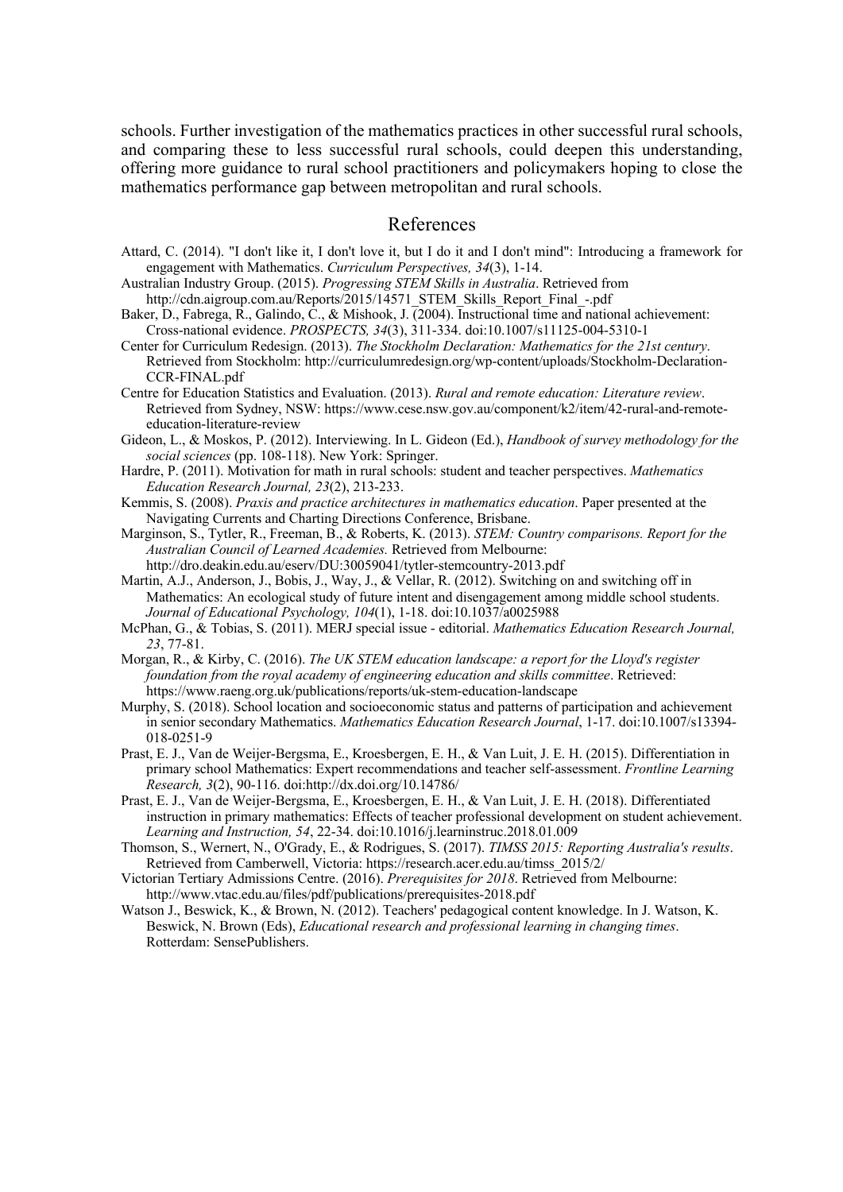schools. Further investigation of the mathematics practices in other successful rural schools, and comparing these to less successful rural schools, could deepen this understanding, offering more guidance to rural school practitioners and policymakers hoping to close the mathematics performance gap between metropolitan and rural schools.

## References

Attard, C. (2014). "I don't like it, I don't love it, but I do it and I don't mind": Introducing a framework for engagement with Mathematics. *Curriculum Perspectives, 34*(3), 1-14.

Australian Industry Group. (2015). *Progressing STEM Skills in Australia*. Retrieved from http://cdn.aigroup.com.au/Reports/2015/14571_STEM_Skills_Report_Final_-.pdf

Baker, D., Fabrega, R., Galindo, C., & Mishook, J. (2004). Instructional time and national achievement: Cross-national evidence. *PROSPECTS, 34*(3), 311-334. doi:10.1007/s11125-004-5310-1

Center for Curriculum Redesign. (2013). *The Stockholm Declaration: Mathematics for the 21st century*. Retrieved from Stockholm: http://curriculumredesign.org/wp-content/uploads/Stockholm-Declaration-CCR-FINAL.pdf

Centre for Education Statistics and Evaluation. (2013). *Rural and remote education: Literature review*. Retrieved from Sydney, NSW: https://www.cese.nsw.gov.au/component/k2/item/42-rural-and-remote-education-literature-review

Gideon, L., & Moskos, P. (2012). Interviewing. In L. Gideon (Ed.), *Handbook of survey methodology for the social sciences* (pp. 108-118). New York: Springer.

Hardre, P. (2011). Motivation for math in rural schools: student and teacher perspectives. *Mathematics Education Research Journal, 23*(2), 213-233.

Kemmis, S. (2008). *Praxis and practice architectures in mathematics education*. Paper presented at the Navigating Currents and Charting Directions Conference, Brisbane.

Marginson, S., Tytler, R., Freeman, B., & Roberts, K. (2013). *STEM: Country comparisons. Report for the Australian Council of Learned Academies.* Retrieved from Melbourne: http://dro.deakin.edu.au/eserv/DU:30059041/tytler-stemcountry-2013.pdf

Martin, A.J., Anderson, J., Bobis, J., Way, J., & Vellar, R. (2012). Switching on and switching off in Mathematics: An ecological study of future intent and disengagement among middle school students. *Journal of Educational Psychology, 104*(1), 1-18. doi:10.1037/a0025988

McPhan, G., & Tobias, S. (2011). MERJ special issue - editorial. *Mathematics Education Research Journal, 23*, 77-81.

Morgan, R., & Kirby, C. (2016). *The UK STEM education landscape: a report for the Lloyd's register foundation from the royal academy of engineering education and skills committee*. Retrieved: https://www.raeng.org.uk/publications/reports/uk-stem-education-landscape

Murphy, S. (2018). School location and socioeconomic status and patterns of participation and achievement in senior secondary Mathematics. *Mathematics Education Research Journal*, 1-17. doi:10.1007/s13394-018-0251-9

Prast, E. J., Van de Weijer-Bergsma, E., Kroesbergen, E. H., & Van Luit, J. E. H. (2015). Differentiation in primary school Mathematics: Expert recommendations and teacher self-assessment. *Frontline Learning Research, 3*(2), 90-116. doi:http://dx.doi.org/10.14786/

Prast, E. J., Van de Weijer-Bergsma, E., Kroesbergen, E. H., & Van Luit, J. E. H. (2018). Differentiated instruction in primary mathematics: Effects of teacher professional development on student achievement. *Learning and Instruction, 54*, 22-34. doi:10.1016/j.learninstruc.2018.01.009

Thomson, S., Wernert, N., O'Grady, E., & Rodrigues, S. (2017). *TIMSS 2015: Reporting Australia's results*. Retrieved from Camberwell, Victoria: https://research.acer.edu.au/timss_2015/2/

Victorian Tertiary Admissions Centre. (2016). *Prerequisites for 2018*. Retrieved from Melbourne: http://www.vtac.edu.au/files/pdf/publications/prerequisites-2018.pdf

Watson J., Beswick, K., & Brown, N. (2012). Teachers' pedagogical content knowledge. In J. Watson, K. Beswick, N. Brown (Eds), *Educational research and professional learning in changing times*. Rotterdam: SensePublishers.